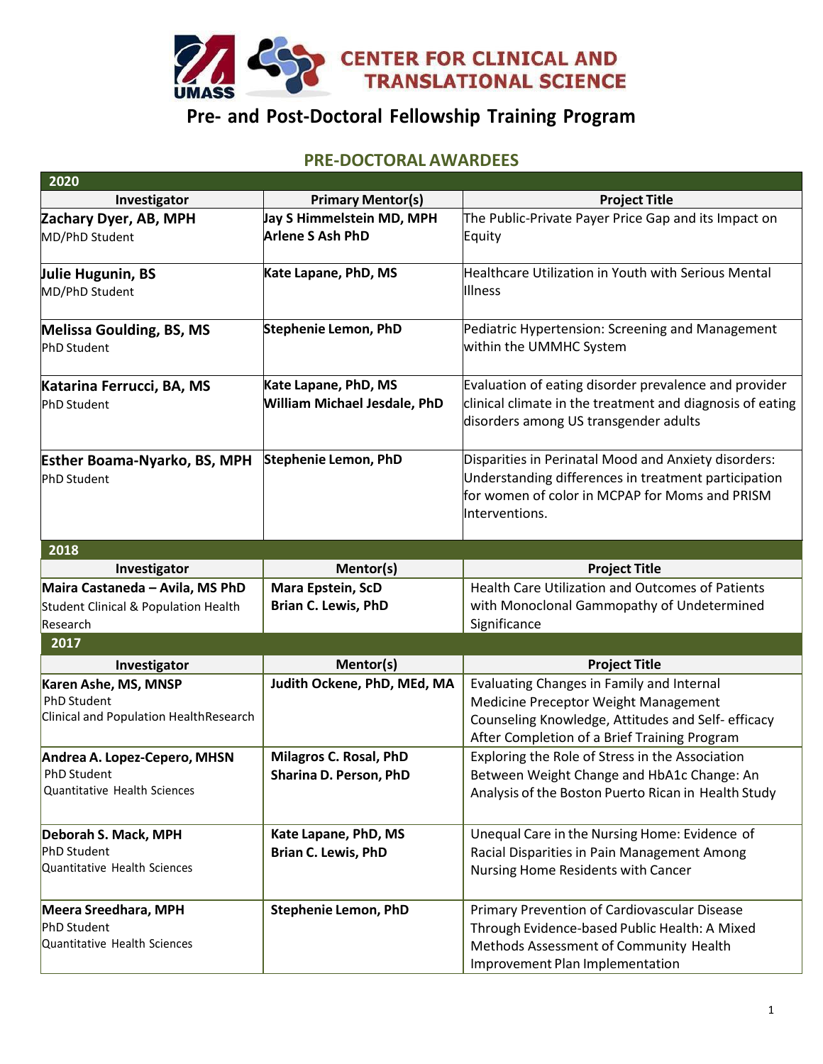# CENTER FOR CLINICAL AND TRANSLATIONAL SCIENCE

## Pre- and Post-Doctoral Fellowship Training Program

### PRE-DOCTORAL AWARDEES

| 2020 | | |
|---|---|---|
| **Investigator** | **Primary Mentor(s)** | **Project Title** |
| **Zachary Dyer, AB, MPH**<br>MD/PhD Student | **Jay S Himmelstein MD, MPH**<br>**Arlene S Ash PhD** | The Public-Private Payer Price Gap and its Impact on Equity |
| **Julie Hugunin, BS**<br>MD/PhD Student | **Kate Lapane, PhD, MS** | Healthcare Utilization in Youth with Serious Mental Illness |
| **Melissa Goulding, BS, MS**<br>PhD Student | **Stephenie Lemon, PhD** | Pediatric Hypertension: Screening and Management within the UMMHC System |
| **Katarina Ferrucci, BA, MS**<br>PhD Student | **Kate Lapane, PhD, MS**<br>**William Michael Jesdale, PhD** | Evaluation of eating disorder prevalence and provider clinical climate in the treatment and diagnosis of eating disorders among US transgender adults |
| **Esther Boama-Nyarko, BS, MPH**<br>PhD Student | **Stephenie Lemon, PhD** | Disparities in Perinatal Mood and Anxiety disorders: Understanding differences in treatment participation for women of color in MCPAP for Moms and PRISM Interventions. |

| 2018 | | |
|---|---|---|
| **Investigator** | **Mentor(s)** | **Project Title** |
| **Maira Castaneda – Avila, MS PhD**<br>Student Clinical & Population Health Research | **Mara Epstein, ScD**<br>**Brian C. Lewis, PhD** | Health Care Utilization and Outcomes of Patients with Monoclonal Gammopathy of Undetermined Significance |

| 2017 | | |
|---|---|---|
| **Investigator** | **Mentor(s)** | **Project Title** |
| **Karen Ashe, MS, MNSP**<br>PhD Student<br>Clinical and Population HealthResearch | **Judith Ockene, PhD, MEd, MA** | Evaluating Changes in Family and Internal Medicine Preceptor Weight Management Counseling Knowledge, Attitudes and Self- efficacy After Completion of a Brief Training Program |
| **Andrea A. Lopez-Cepero, MHSN**<br>PhD Student<br>Quantitative Health Sciences | **Milagros C. Rosal, PhD**<br>**Sharina D. Person, PhD** | Exploring the Role of Stress in the Association Between Weight Change and HbA1c Change: An Analysis of the Boston Puerto Rican in Health Study |
| **Deborah S. Mack, MPH**<br>PhD Student<br>Quantitative Health Sciences | **Kate Lapane, PhD, MS**<br>**Brian C. Lewis, PhD** | Unequal Care in the Nursing Home: Evidence of Racial Disparities in Pain Management Among Nursing Home Residents with Cancer |
| **Meera Sreedhara, MPH**<br>PhD Student<br>Quantitative Health Sciences | **Stephenie Lemon, PhD** | Primary Prevention of Cardiovascular Disease Through Evidence-based Public Health: A Mixed Methods Assessment of Community Health Improvement Plan Implementation |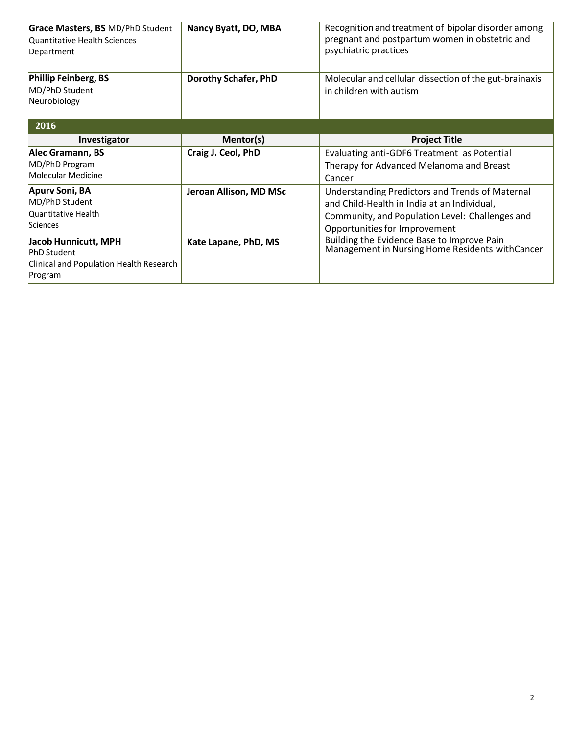| Investigator | Mentor(s) | Project Title |
|---|---|---|
| **Grace Masters, BS** MD/PhD Student Quantitative Health Sciences Department | **Nancy Byatt, DO, MBA** | Recognition and treatment of bipolar disorder among pregnant and postpartum women in obstetric and psychiatric practices |
| **Phillip Feinberg, BS** MD/PhD Student Neurobiology | **Dorothy Schafer, PhD** | Molecular and cellular dissection of the gut-brainaxis in children with autism |
| **2016** | | |
| **Investigator** | **Mentor(s)** | **Project Title** |
| **Alec Gramann, BS** MD/PhD Program Molecular Medicine | **Craig J. Ceol, PhD** | Evaluating anti-GDF6 Treatment as Potential Therapy for Advanced Melanoma and Breast Cancer |
| **Apurv Soni, BA** MD/PhD Student Quantitative Health Sciences | **Jeroan Allison, MD MSc** | Understanding Predictors and Trends of Maternal and Child-Health in India at an Individual, Community, and Population Level: Challenges and Opportunities for Improvement |
| **Jacob Hunnicutt, MPH** PhD Student Clinical and Population Health Research Program | **Kate Lapane, PhD, MS** | Building the Evidence Base to Improve Pain Management in Nursing Home Residents withCancer |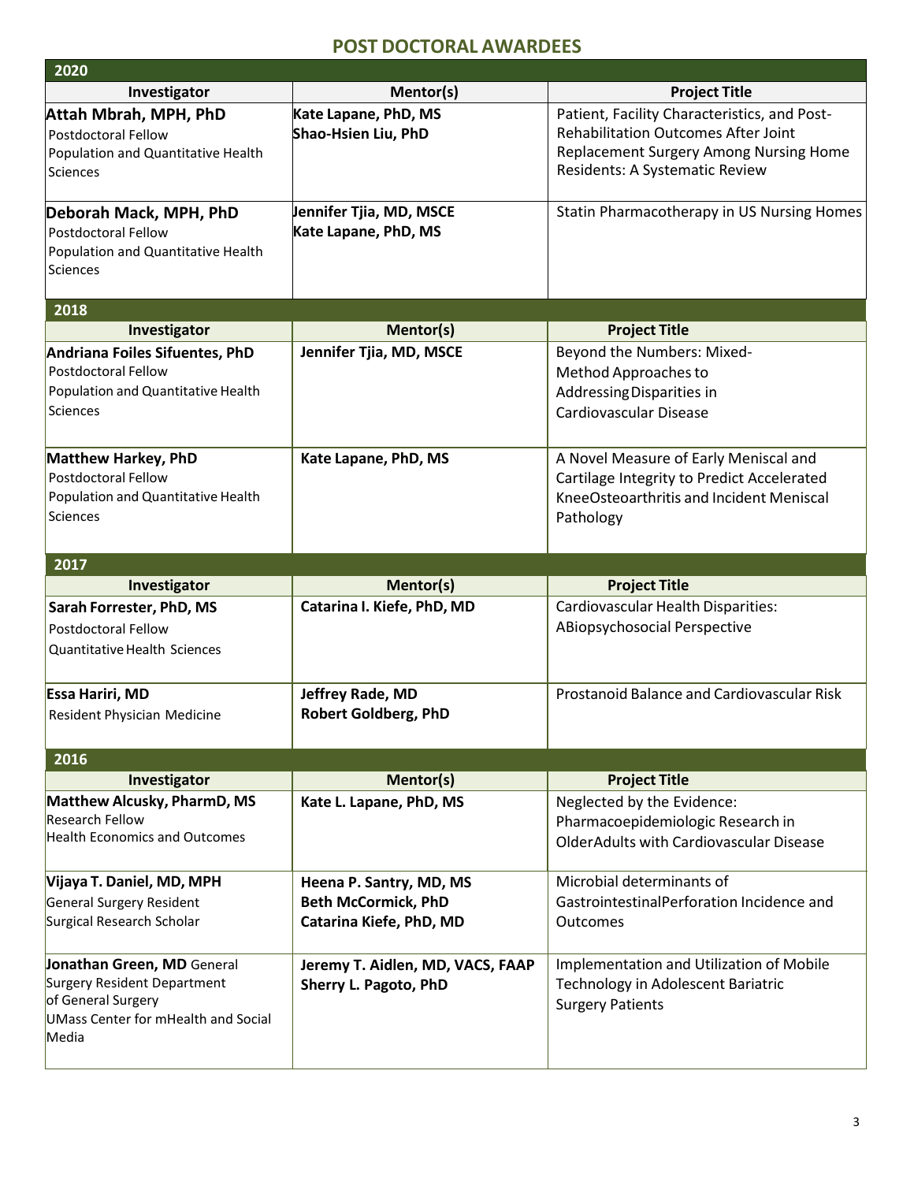# POST DOCTORAL AWARDEES

| 2020 | | |
|---|---|---|
| **Investigator** | **Mentor(s)** | **Project Title** |
| **Attah Mbrah, MPH, PhD**<br>Postdoctoral Fellow<br>Population and Quantitative Health Sciences | **Kate Lapane, PhD, MS**<br>**Shao-Hsien Liu, PhD** | Patient, Facility Characteristics, and Post-Rehabilitation Outcomes After Joint Replacement Surgery Among Nursing Home Residents: A Systematic Review |
| **Deborah Mack, MPH, PhD**<br>Postdoctoral Fellow<br>Population and Quantitative Health Sciences | **Jennifer Tjia, MD, MSCE**<br>**Kate Lapane, PhD, MS** | Statin Pharmacotherapy in US Nursing Homes |

| 2018 | | |
|---|---|---|
| **Investigator** | **Mentor(s)** | **Project Title** |
| **Andriana Foiles Sifuentes, PhD**<br>Postdoctoral Fellow<br>Population and Quantitative Health Sciences | **Jennifer Tjia, MD, MSCE** | Beyond the Numbers: Mixed-Method Approaches to AddressingDisparities in Cardiovascular Disease |
| **Matthew Harkey, PhD**<br>Postdoctoral Fellow<br>Population and Quantitative Health Sciences | **Kate Lapane, PhD, MS** | A Novel Measure of Early Meniscal and Cartilage Integrity to Predict Accelerated KneeOsteoarthritis and Incident Meniscal Pathology |

| 2017 | | |
|---|---|---|
| **Investigator** | **Mentor(s)** | **Project Title** |
| **Sarah Forrester, PhD, MS**<br>Postdoctoral Fellow<br>Quantitative Health Sciences | **Catarina I. Kiefe, PhD, MD** | Cardiovascular Health Disparities: ABiopsychosocial Perspective |
| **Essa Hariri, MD**<br>Resident Physician Medicine | **Jeffrey Rade, MD**<br>**Robert Goldberg, PhD** | Prostanoid Balance and Cardiovascular Risk |

| 2016 | | |
|---|---|---|
| **Investigator** | **Mentor(s)** | **Project Title** |
| **Matthew Alcusky, PharmD, MS**<br>Research Fellow<br>Health Economics and Outcomes | **Kate L. Lapane, PhD, MS** | Neglected by the Evidence: Pharmacoepidemiologic Research in OlderAdults with Cardiovascular Disease |
| **Vijaya T. Daniel, MD, MPH**<br>General Surgery Resident<br>Surgical Research Scholar | **Heena P. Santry, MD, MS**<br>**Beth McCormick, PhD**<br>**Catarina Kiefe, PhD, MD** | Microbial determinants of GastrointestinalPerforation Incidence and Outcomes |
| **Jonathan Green, MD** General Surgery Resident Department of General Surgery<br>UMass Center for mHealth and Social Media | **Jeremy T. Aidlen, MD, VACS, FAAP**<br>**Sherry L. Pagoto, PhD** | Implementation and Utilization of Mobile Technology in Adolescent Bariatric Surgery Patients |